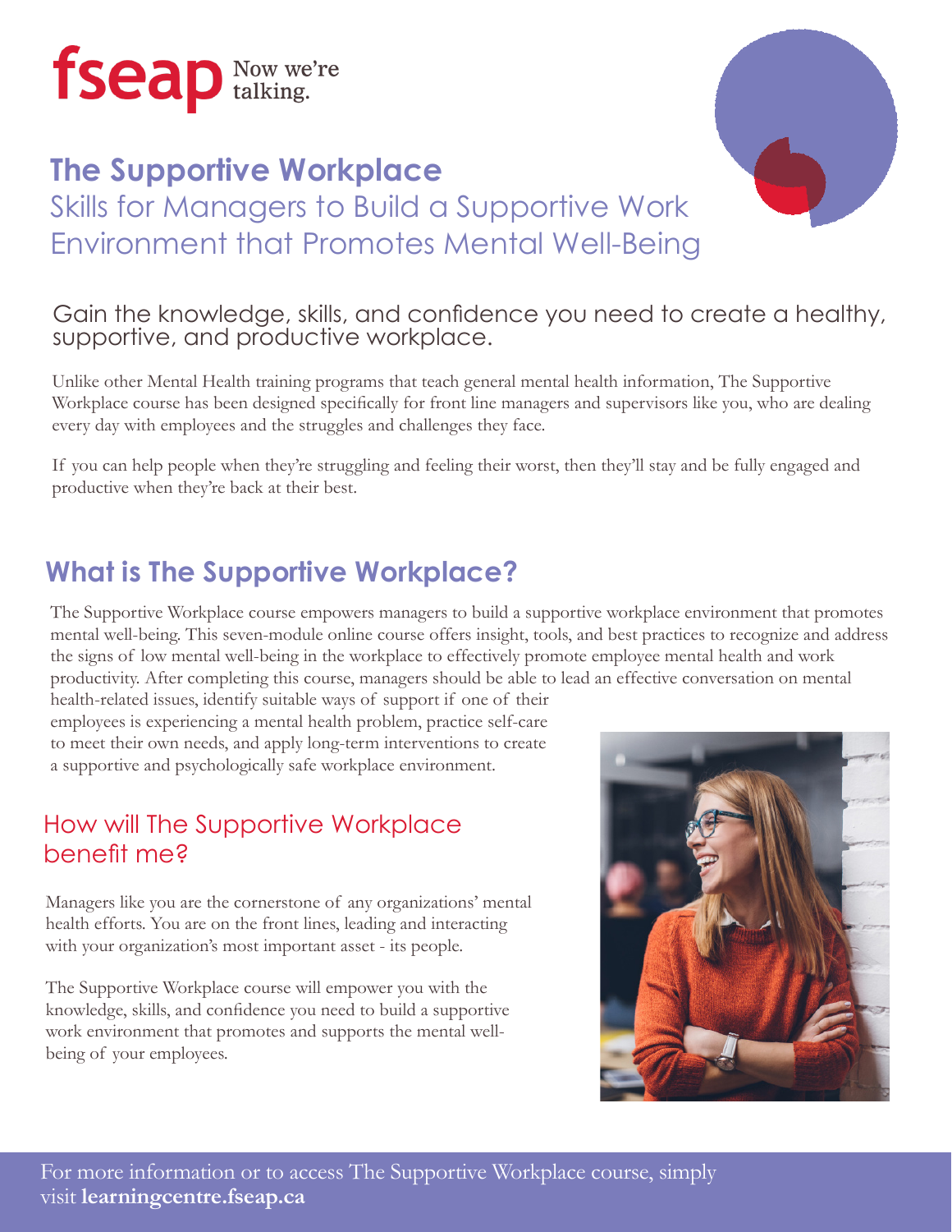fseap Now we're talking.

# The Supportive Workplace

## Skills for Managers to Build a Supportive Work Environment that Promotes Mental Well-Being

Gain the knowledge, skills, and confidence you need to create a healthy, supportive, and productive workplace.

Unlike other Mental Health training programs that teach general mental health information, The Supportive Workplace course has been designed specifically for front line managers and supervisors like you, who are dealing every day with employees and the struggles and challenges they face.

If you can help people when they're struggling and feeling their worst, then they'll stay and be fully engaged and productive when they're back at their best.

## What is The Supportive Workplace?

The Supportive Workplace course empowers managers to build a supportive workplace environment that promotes mental well-being. This seven-module online course offers insight, tools, and best practices to recognize and address the signs of low mental well-being in the workplace to effectively promote employee mental health and work productivity. After completing this course, managers should be able to lead an effective conversation on mental health-related issues, identify suitable ways of support if one of their employees is experiencing a mental health problem, practice self-care to meet their own needs, and apply long-term interventions to create a supportive and psychologically safe workplace environment.

### How will The Supportive Workplace benefit me?

Managers like you are the cornerstone of any organizations' mental health efforts. You are on the front lines, leading and interacting with your organization's most important asset - its people.

The Supportive Workplace course will empower you with the knowledge, skills, and confidence you need to build a supportive work environment that promotes and supports the mental well-being of your employees.

For more information or to access The Supportive Workplace course, simply visit **learningcentre.fseap.ca**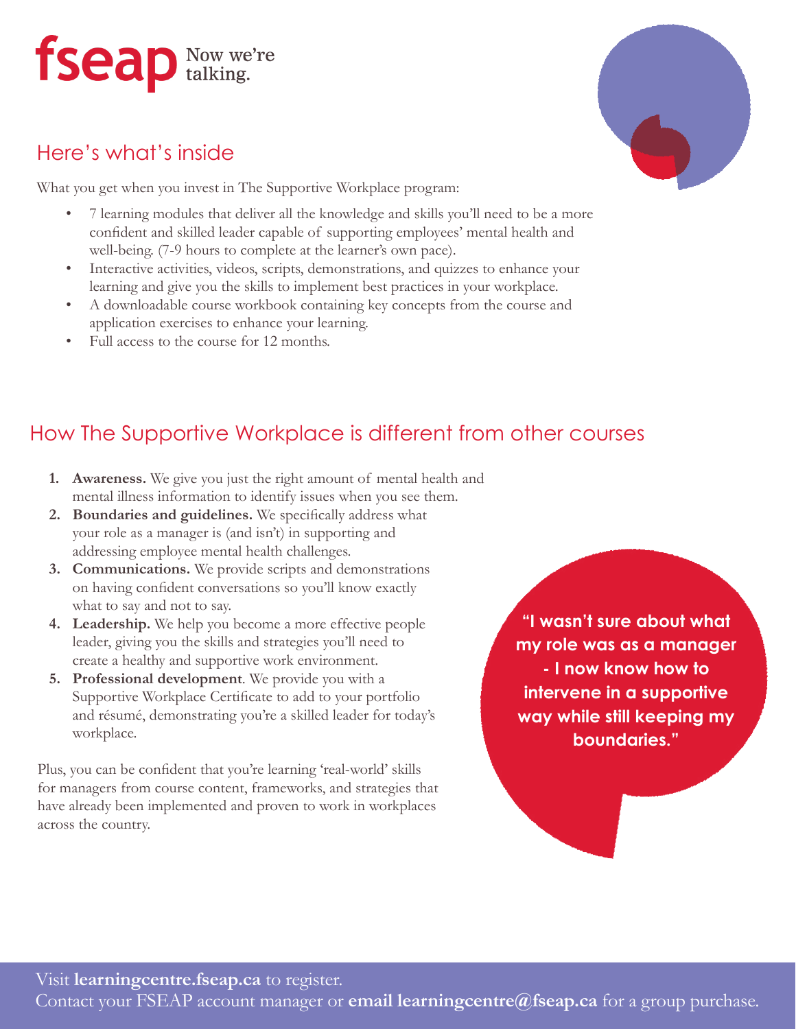**fseap** Now we're talking.

## Here's what's inside

What you get when you invest in The Supportive Workplace program:

- 7 learning modules that deliver all the knowledge and skills you'll need to be a more confident and skilled leader capable of supporting employees' mental health and well-being. (7-9 hours to complete at the learner's own pace).
- Interactive activities, videos, scripts, demonstrations, and quizzes to enhance your learning and give you the skills to implement best practices in your workplace.
- A downloadable course workbook containing key concepts from the course and application exercises to enhance your learning.
- Full access to the course for 12 months.

## How The Supportive Workplace is different from other courses

1. **Awareness.** We give you just the right amount of mental health and mental illness information to identify issues when you see them.
2. **Boundaries and guidelines.** We specifically address what your role as a manager is (and isn't) in supporting and addressing employee mental health challenges.
3. **Communications.** We provide scripts and demonstrations on having confident conversations so you'll know exactly what to say and not to say.
4. **Leadership.** We help you become a more effective people leader, giving you the skills and strategies you'll need to create a healthy and supportive work environment.
5. **Professional development**. We provide you with a Supportive Workplace Certificate to add to your portfolio and résumé, demonstrating you're a skilled leader for today's workplace.

Plus, you can be confident that you're learning 'real-world' skills for managers from course content, frameworks, and strategies that have already been implemented and proven to work in workplaces across the country.

**"I wasn't sure about what my role was as a manager - I now know how to intervene in a supportive way while still keeping my boundaries."**

Visit **learningcentre.fseap.ca** to register.
Contact your FSEAP account manager or **email learningcentre@fseap.ca** for a group purchase.